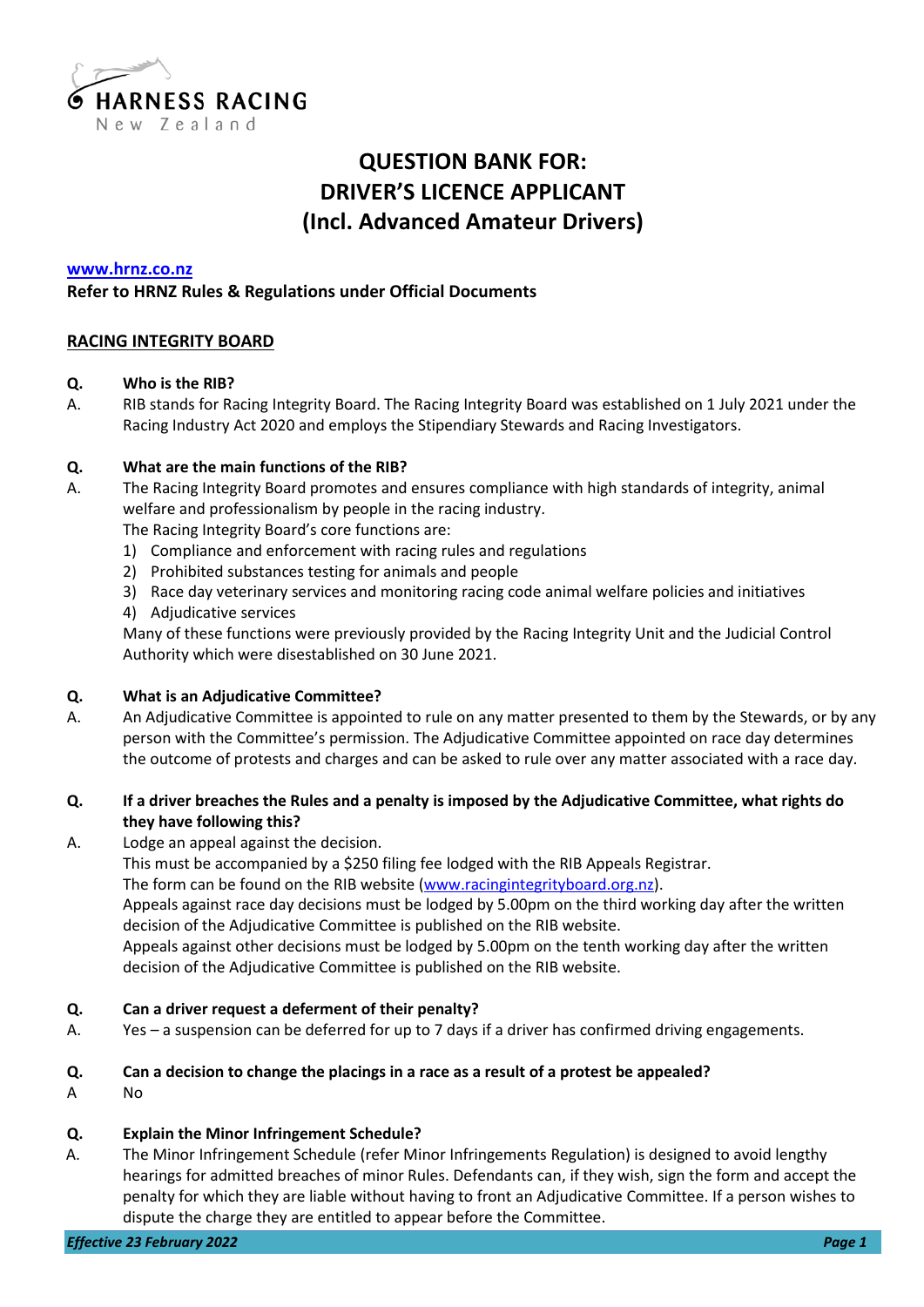HARNESS RACING
New Zealand

# QUESTION BANK FOR:
# DRIVER'S LICENCE APPLICANT
# (Incl. Advanced Amateur Drivers)

[www.hrnz.co.nz](http://www.hrnz.co.nz)

**Refer to HRNZ Rules & Regulations under Official Documents**

## RACING INTEGRITY BOARD

**Q. Who is the RIB?**

A. RIB stands for Racing Integrity Board. The Racing Integrity Board was established on 1 July 2021 under the Racing Industry Act 2020 and employs the Stipendiary Stewards and Racing Investigators.

**Q. What are the main functions of the RIB?**

A. The Racing Integrity Board promotes and ensures compliance with high standards of integrity, animal welfare and professionalism by people in the racing industry.

The Racing Integrity Board's core functions are:

1) Compliance and enforcement with racing rules and regulations
2) Prohibited substances testing for animals and people
3) Race day veterinary services and monitoring racing code animal welfare policies and initiatives
4) Adjudicative services

Many of these functions were previously provided by the Racing Integrity Unit and the Judicial Control Authority which were disestablished on 30 June 2021.

**Q. What is an Adjudicative Committee?**

A. An Adjudicative Committee is appointed to rule on any matter presented to them by the Stewards, or by any person with the Committee's permission. The Adjudicative Committee appointed on race day determines the outcome of protests and charges and can be asked to rule over any matter associated with a race day.

**Q. If a driver breaches the Rules and a penalty is imposed by the Adjudicative Committee, what rights do they have following this?**

A. Lodge an appeal against the decision.

This must be accompanied by a $250 filing fee lodged with the RIB Appeals Registrar.

The form can be found on the RIB website ([www.racingintegrityboard.org.nz](http://www.racingintegrityboard.org.nz)).

Appeals against race day decisions must be lodged by 5.00pm on the third working day after the written decision of the Adjudicative Committee is published on the RIB website.

Appeals against other decisions must be lodged by 5.00pm on the tenth working day after the written decision of the Adjudicative Committee is published on the RIB website.

**Q. Can a driver request a deferment of their penalty?**

A. Yes – a suspension can be deferred for up to 7 days if a driver has confirmed driving engagements.

**Q. Can a decision to change the placings in a race as a result of a protest be appealed?**

A No

**Q. Explain the Minor Infringement Schedule?**

A. The Minor Infringement Schedule (refer Minor Infringements Regulation) is designed to avoid lengthy hearings for admitted breaches of minor Rules. Defendants can, if they wish, sign the form and accept the penalty for which they are liable without having to front an Adjudicative Committee. If a person wishes to dispute the charge they are entitled to appear before the Committee.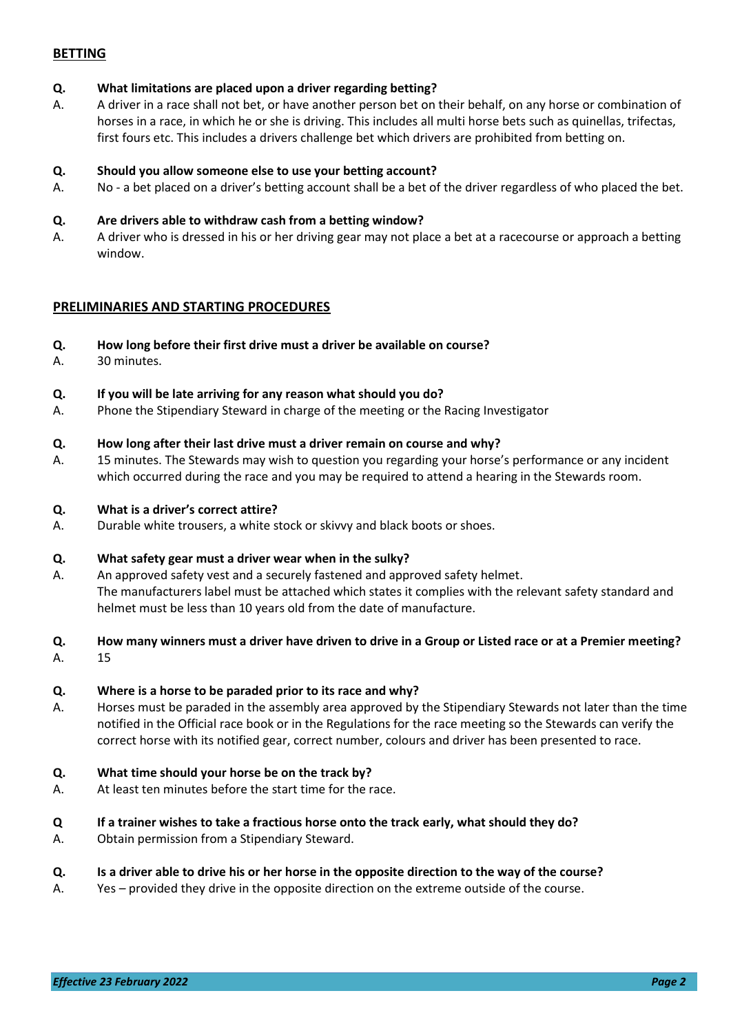## BETTING

**Q. What limitations are placed upon a driver regarding betting?**

A. A driver in a race shall not bet, or have another person bet on their behalf, on any horse or combination of horses in a race, in which he or she is driving. This includes all multi horse bets such as quinellas, trifectas, first fours etc. This includes a drivers challenge bet which drivers are prohibited from betting on.

**Q. Should you allow someone else to use your betting account?**

A. No - a bet placed on a driver's betting account shall be a bet of the driver regardless of who placed the bet.

**Q. Are drivers able to withdraw cash from a betting window?**

A. A driver who is dressed in his or her driving gear may not place a bet at a racecourse or approach a betting window.

## PRELIMINARIES AND STARTING PROCEDURES

**Q. How long before their first drive must a driver be available on course?**

A. 30 minutes.

**Q. If you will be late arriving for any reason what should you do?**

A. Phone the Stipendiary Steward in charge of the meeting or the Racing Investigator

**Q. How long after their last drive must a driver remain on course and why?**

A. 15 minutes. The Stewards may wish to question you regarding your horse's performance or any incident which occurred during the race and you may be required to attend a hearing in the Stewards room.

**Q. What is a driver's correct attire?**

A. Durable white trousers, a white stock or skivvy and black boots or shoes.

**Q. What safety gear must a driver wear when in the sulky?**

A. An approved safety vest and a securely fastened and approved safety helmet.
The manufacturers label must be attached which states it complies with the relevant safety standard and helmet must be less than 10 years old from the date of manufacture.

**Q. How many winners must a driver have driven to drive in a Group or Listed race or at a Premier meeting?**

A. 15

**Q. Where is a horse to be paraded prior to its race and why?**

A. Horses must be paraded in the assembly area approved by the Stipendiary Stewards not later than the time notified in the Official race book or in the Regulations for the race meeting so the Stewards can verify the correct horse with its notified gear, correct number, colours and driver has been presented to race.

**Q. What time should your horse be on the track by?**

A. At least ten minutes before the start time for the race.

**Q If a trainer wishes to take a fractious horse onto the track early, what should they do?**

A. Obtain permission from a Stipendiary Steward.

**Q. Is a driver able to drive his or her horse in the opposite direction to the way of the course?**

A. Yes – provided they drive in the opposite direction on the extreme outside of the course.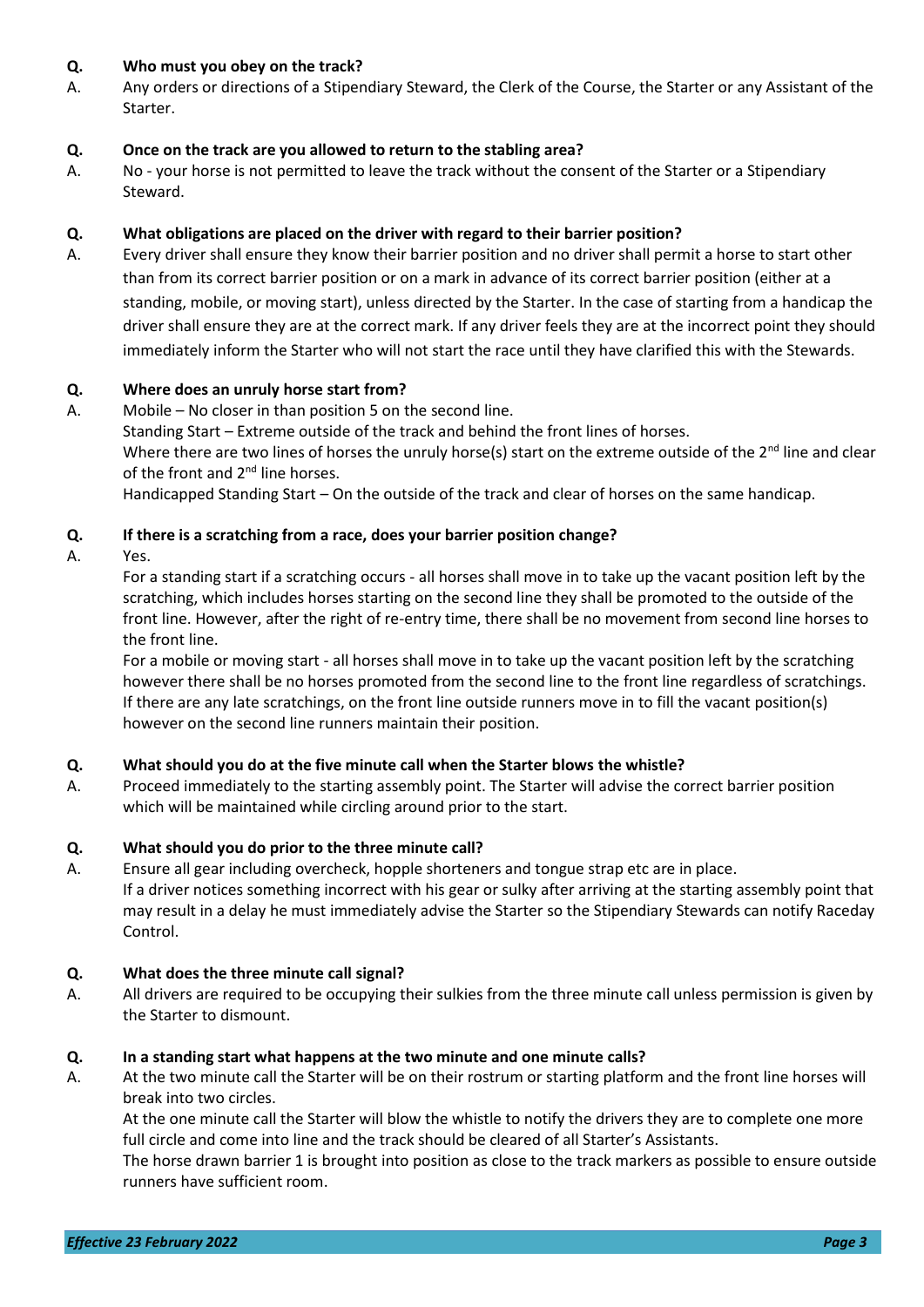**Q. Who must you obey on the track?**

A. Any orders or directions of a Stipendiary Steward, the Clerk of the Course, the Starter or any Assistant of the Starter.

**Q. Once on the track are you allowed to return to the stabling area?**

A. No - your horse is not permitted to leave the track without the consent of the Starter or a Stipendiary Steward.

**Q. What obligations are placed on the driver with regard to their barrier position?**

A. Every driver shall ensure they know their barrier position and no driver shall permit a horse to start other than from its correct barrier position or on a mark in advance of its correct barrier position (either at a standing, mobile, or moving start), unless directed by the Starter. In the case of starting from a handicap the driver shall ensure they are at the correct mark. If any driver feels they are at the incorrect point they should immediately inform the Starter who will not start the race until they have clarified this with the Stewards.

**Q. Where does an unruly horse start from?**

A. Mobile – No closer in than position 5 on the second line.
Standing Start – Extreme outside of the track and behind the front lines of horses.
Where there are two lines of horses the unruly horse(s) start on the extreme outside of the 2nd line and clear of the front and 2nd line horses.
Handicapped Standing Start – On the outside of the track and clear of horses on the same handicap.

**Q. If there is a scratching from a race, does your barrier position change?**

A. Yes.
For a standing start if a scratching occurs - all horses shall move in to take up the vacant position left by the scratching, which includes horses starting on the second line they shall be promoted to the outside of the front line. However, after the right of re-entry time, there shall be no movement from second line horses to the front line.
For a mobile or moving start - all horses shall move in to take up the vacant position left by the scratching however there shall be no horses promoted from the second line to the front line regardless of scratchings. If there are any late scratchings, on the front line outside runners move in to fill the vacant position(s) however on the second line runners maintain their position.

**Q. What should you do at the five minute call when the Starter blows the whistle?**

A. Proceed immediately to the starting assembly point. The Starter will advise the correct barrier position which will be maintained while circling around prior to the start.

**Q. What should you do prior to the three minute call?**

A. Ensure all gear including overcheck, hopple shorteners and tongue strap etc are in place.
If a driver notices something incorrect with his gear or sulky after arriving at the starting assembly point that may result in a delay he must immediately advise the Starter so the Stipendiary Stewards can notify Raceday Control.

**Q. What does the three minute call signal?**

A. All drivers are required to be occupying their sulkies from the three minute call unless permission is given by the Starter to dismount.

**Q. In a standing start what happens at the two minute and one minute calls?**

A. At the two minute call the Starter will be on their rostrum or starting platform and the front line horses will break into two circles.
At the one minute call the Starter will blow the whistle to notify the drivers they are to complete one more full circle and come into line and the track should be cleared of all Starter's Assistants.
The horse drawn barrier 1 is brought into position as close to the track markers as possible to ensure outside runners have sufficient room.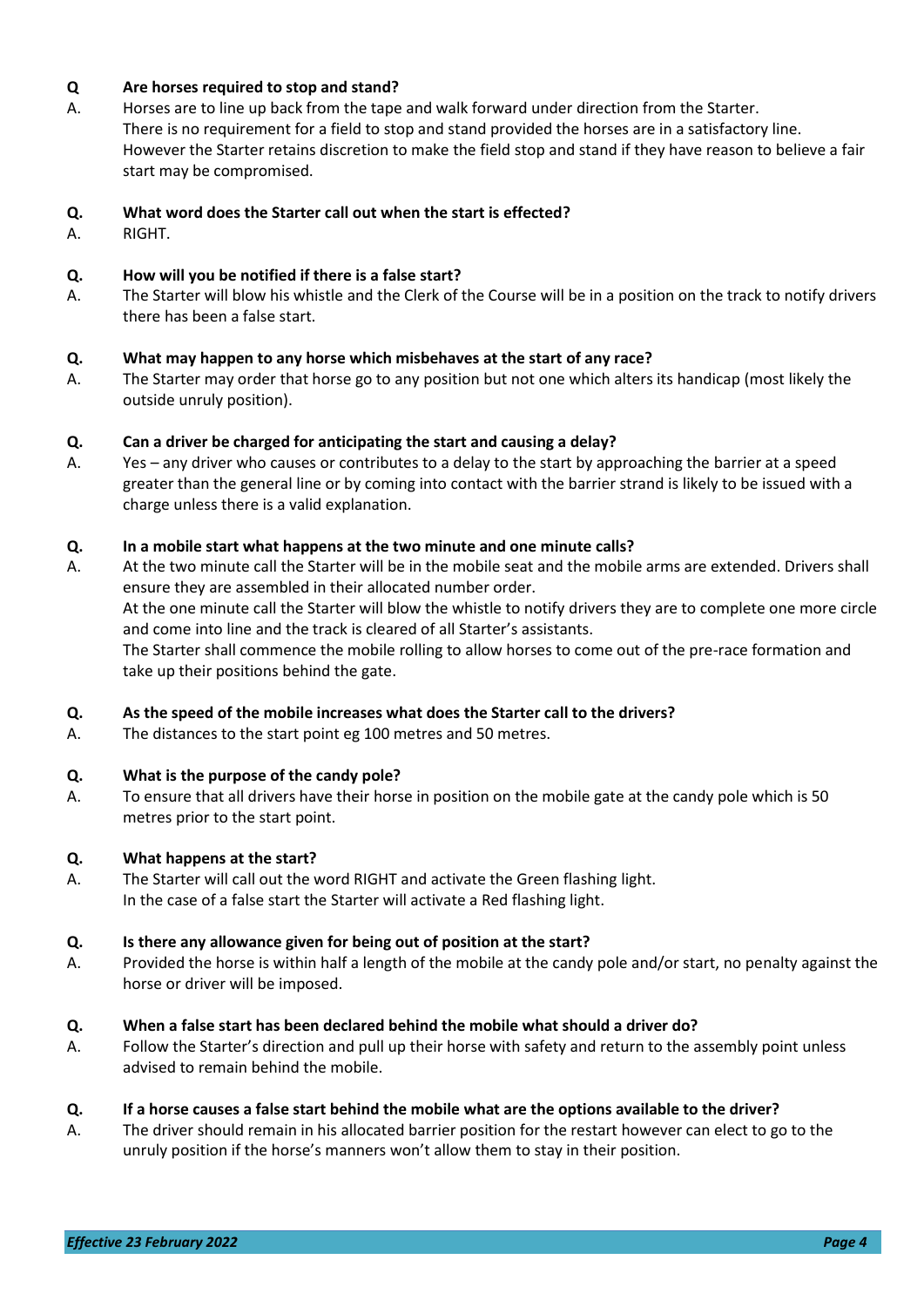**Q Are horses required to stop and stand?**

A. Horses are to line up back from the tape and walk forward under direction from the Starter.
There is no requirement for a field to stop and stand provided the horses are in a satisfactory line.
However the Starter retains discretion to make the field stop and stand if they have reason to believe a fair start may be compromised.

**Q. What word does the Starter call out when the start is effected?**

A. RIGHT.

**Q. How will you be notified if there is a false start?**

A. The Starter will blow his whistle and the Clerk of the Course will be in a position on the track to notify drivers there has been a false start.

**Q. What may happen to any horse which misbehaves at the start of any race?**

A. The Starter may order that horse go to any position but not one which alters its handicap (most likely the outside unruly position).

**Q. Can a driver be charged for anticipating the start and causing a delay?**

A. Yes – any driver who causes or contributes to a delay to the start by approaching the barrier at a speed greater than the general line or by coming into contact with the barrier strand is likely to be issued with a charge unless there is a valid explanation.

**Q. In a mobile start what happens at the two minute and one minute calls?**

A. At the two minute call the Starter will be in the mobile seat and the mobile arms are extended. Drivers shall ensure they are assembled in their allocated number order.
At the one minute call the Starter will blow the whistle to notify drivers they are to complete one more circle and come into line and the track is cleared of all Starter's assistants.
The Starter shall commence the mobile rolling to allow horses to come out of the pre-race formation and take up their positions behind the gate.

**Q. As the speed of the mobile increases what does the Starter call to the drivers?**

A. The distances to the start point eg 100 metres and 50 metres.

**Q. What is the purpose of the candy pole?**

A. To ensure that all drivers have their horse in position on the mobile gate at the candy pole which is 50 metres prior to the start point.

**Q. What happens at the start?**

A. The Starter will call out the word RIGHT and activate the Green flashing light.
In the case of a false start the Starter will activate a Red flashing light.

**Q. Is there any allowance given for being out of position at the start?**

A. Provided the horse is within half a length of the mobile at the candy pole and/or start, no penalty against the horse or driver will be imposed.

**Q. When a false start has been declared behind the mobile what should a driver do?**

A. Follow the Starter's direction and pull up their horse with safety and return to the assembly point unless advised to remain behind the mobile.

**Q. If a horse causes a false start behind the mobile what are the options available to the driver?**

A. The driver should remain in his allocated barrier position for the restart however can elect to go to the unruly position if the horse's manners won't allow them to stay in their position.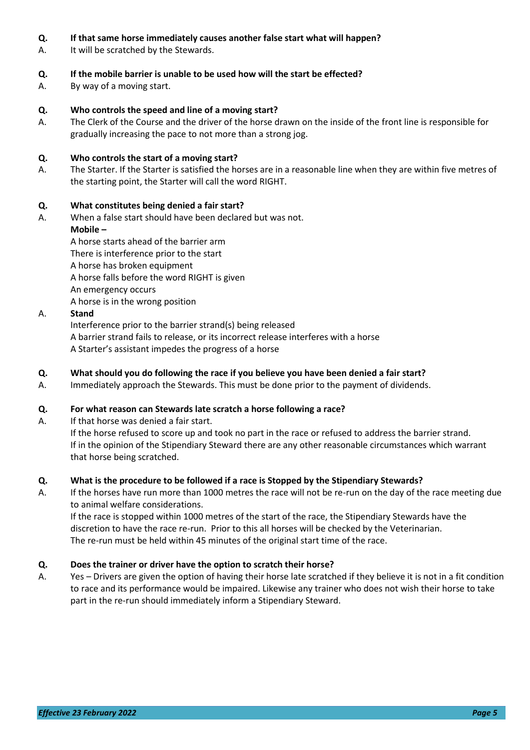**Q. If that same horse immediately causes another false start what will happen?**

A. It will be scratched by the Stewards.

**Q. If the mobile barrier is unable to be used how will the start be effected?**

A. By way of a moving start.

**Q. Who controls the speed and line of a moving start?**

A. The Clerk of the Course and the driver of the horse drawn on the inside of the front line is responsible for gradually increasing the pace to not more than a strong jog.

**Q. Who controls the start of a moving start?**

A. The Starter. If the Starter is satisfied the horses are in a reasonable line when they are within five metres of the starting point, the Starter will call the word RIGHT.

**Q. What constitutes being denied a fair start?**

A. When a false start should have been declared but was not.

**Mobile –**

A horse starts ahead of the barrier arm
There is interference prior to the start
A horse has broken equipment
A horse falls before the word RIGHT is given
An emergency occurs
A horse is in the wrong position

A. **Stand**

Interference prior to the barrier strand(s) being released
A barrier strand fails to release, or its incorrect release interferes with a horse
A Starter's assistant impedes the progress of a horse

**Q. What should you do following the race if you believe you have been denied a fair start?**

A. Immediately approach the Stewards. This must be done prior to the payment of dividends.

**Q. For what reason can Stewards late scratch a horse following a race?**

A. If that horse was denied a fair start.
If the horse refused to score up and took no part in the race or refused to address the barrier strand.
If in the opinion of the Stipendiary Steward there are any other reasonable circumstances which warrant that horse being scratched.

**Q. What is the procedure to be followed if a race is Stopped by the Stipendiary Stewards?**

A. If the horses have run more than 1000 metres the race will not be re-run on the day of the race meeting due to animal welfare considerations.
If the race is stopped within 1000 metres of the start of the race, the Stipendiary Stewards have the discretion to have the race re-run. Prior to this all horses will be checked by the Veterinarian.
The re-run must be held within 45 minutes of the original start time of the race.

**Q. Does the trainer or driver have the option to scratch their horse?**

A. Yes – Drivers are given the option of having their horse late scratched if they believe it is not in a fit condition to race and its performance would be impaired. Likewise any trainer who does not wish their horse to take part in the re-run should immediately inform a Stipendiary Steward.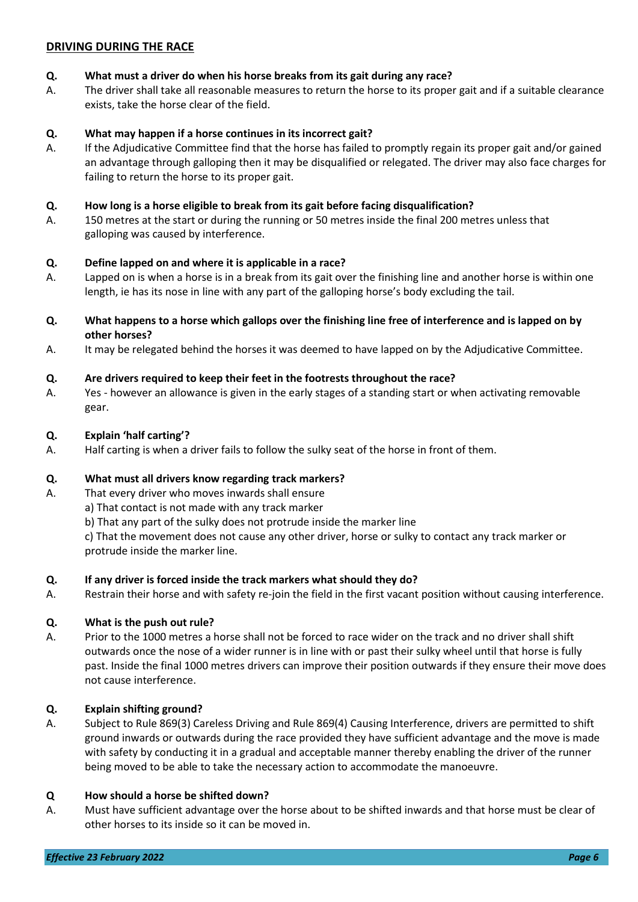## DRIVING DURING THE RACE

**Q. What must a driver do when his horse breaks from its gait during any race?**

A. The driver shall take all reasonable measures to return the horse to its proper gait and if a suitable clearance exists, take the horse clear of the field.

**Q. What may happen if a horse continues in its incorrect gait?**

A. If the Adjudicative Committee find that the horse has failed to promptly regain its proper gait and/or gained an advantage through galloping then it may be disqualified or relegated. The driver may also face charges for failing to return the horse to its proper gait.

**Q. How long is a horse eligible to break from its gait before facing disqualification?**

A. 150 metres at the start or during the running or 50 metres inside the final 200 metres unless that galloping was caused by interference.

**Q. Define lapped on and where it is applicable in a race?**

A. Lapped on is when a horse is in a break from its gait over the finishing line and another horse is within one length, ie has its nose in line with any part of the galloping horse's body excluding the tail.

**Q. What happens to a horse which gallops over the finishing line free of interference and is lapped on by other horses?**

A. It may be relegated behind the horses it was deemed to have lapped on by the Adjudicative Committee.

**Q. Are drivers required to keep their feet in the footrests throughout the race?**

A. Yes - however an allowance is given in the early stages of a standing start or when activating removable gear.

**Q. Explain 'half carting'?**

A. Half carting is when a driver fails to follow the sulky seat of the horse in front of them.

**Q. What must all drivers know regarding track markers?**

A. That every driver who moves inwards shall ensure

a) That contact is not made with any track marker

b) That any part of the sulky does not protrude inside the marker line

c) That the movement does not cause any other driver, horse or sulky to contact any track marker or protrude inside the marker line.

**Q. If any driver is forced inside the track markers what should they do?**

A. Restrain their horse and with safety re-join the field in the first vacant position without causing interference.

**Q. What is the push out rule?**

A. Prior to the 1000 metres a horse shall not be forced to race wider on the track and no driver shall shift outwards once the nose of a wider runner is in line with or past their sulky wheel until that horse is fully past. Inside the final 1000 metres drivers can improve their position outwards if they ensure their move does not cause interference.

**Q. Explain shifting ground?**

A. Subject to Rule 869(3) Careless Driving and Rule 869(4) Causing Interference, drivers are permitted to shift ground inwards or outwards during the race provided they have sufficient advantage and the move is made with safety by conducting it in a gradual and acceptable manner thereby enabling the driver of the runner being moved to be able to take the necessary action to accommodate the manoeuvre.

**Q How should a horse be shifted down?**

A. Must have sufficient advantage over the horse about to be shifted inwards and that horse must be clear of other horses to its inside so it can be moved in.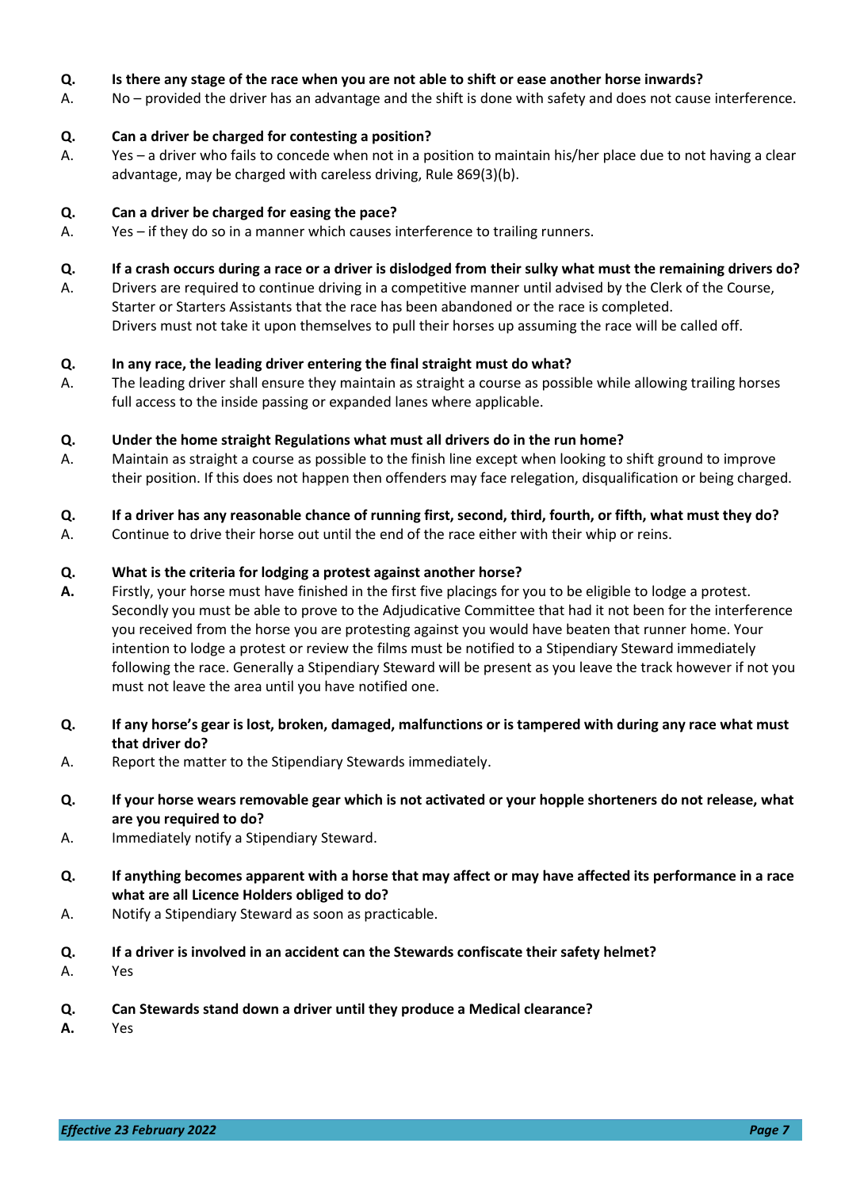**Q.** **Is there any stage of the race when you are not able to shift or ease another horse inwards?**
A. No – provided the driver has an advantage and the shift is done with safety and does not cause interference.

**Q.** **Can a driver be charged for contesting a position?**
A. Yes – a driver who fails to concede when not in a position to maintain his/her place due to not having a clear advantage, may be charged with careless driving, Rule 869(3)(b).

**Q.** **Can a driver be charged for easing the pace?**
A. Yes – if they do so in a manner which causes interference to trailing runners.

**Q.** **If a crash occurs during a race or a driver is dislodged from their sulky what must the remaining drivers do?**
A. Drivers are required to continue driving in a competitive manner until advised by the Clerk of the Course, Starter or Starters Assistants that the race has been abandoned or the race is completed.
Drivers must not take it upon themselves to pull their horses up assuming the race will be called off.

**Q.** **In any race, the leading driver entering the final straight must do what?**
A. The leading driver shall ensure they maintain as straight a course as possible while allowing trailing horses full access to the inside passing or expanded lanes where applicable.

**Q.** **Under the home straight Regulations what must all drivers do in the run home?**
A. Maintain as straight a course as possible to the finish line except when looking to shift ground to improve their position. If this does not happen then offenders may face relegation, disqualification or being charged.

**Q.** **If a driver has any reasonable chance of running first, second, third, fourth, or fifth, what must they do?**
A. Continue to drive their horse out until the end of the race either with their whip or reins.

**Q.** **What is the criteria for lodging a protest against another horse?**
**A.** Firstly, your horse must have finished in the first five placings for you to be eligible to lodge a protest. Secondly you must be able to prove to the Adjudicative Committee that had it not been for the interference you received from the horse you are protesting against you would have beaten that runner home. Your intention to lodge a protest or review the films must be notified to a Stipendiary Steward immediately following the race. Generally a Stipendiary Steward will be present as you leave the track however if not you must not leave the area until you have notified one.

**Q.** **If any horse's gear is lost, broken, damaged, malfunctions or is tampered with during any race what must that driver do?**
A. Report the matter to the Stipendiary Stewards immediately.

**Q.** **If your horse wears removable gear which is not activated or your hopple shorteners do not release, what are you required to do?**
A. Immediately notify a Stipendiary Steward.

**Q.** **If anything becomes apparent with a horse that may affect or may have affected its performance in a race what are all Licence Holders obliged to do?**
A. Notify a Stipendiary Steward as soon as practicable.

**Q.** **If a driver is involved in an accident can the Stewards confiscate their safety helmet?**
A. Yes

**Q.** **Can Stewards stand down a driver until they produce a Medical clearance?**
**A.** Yes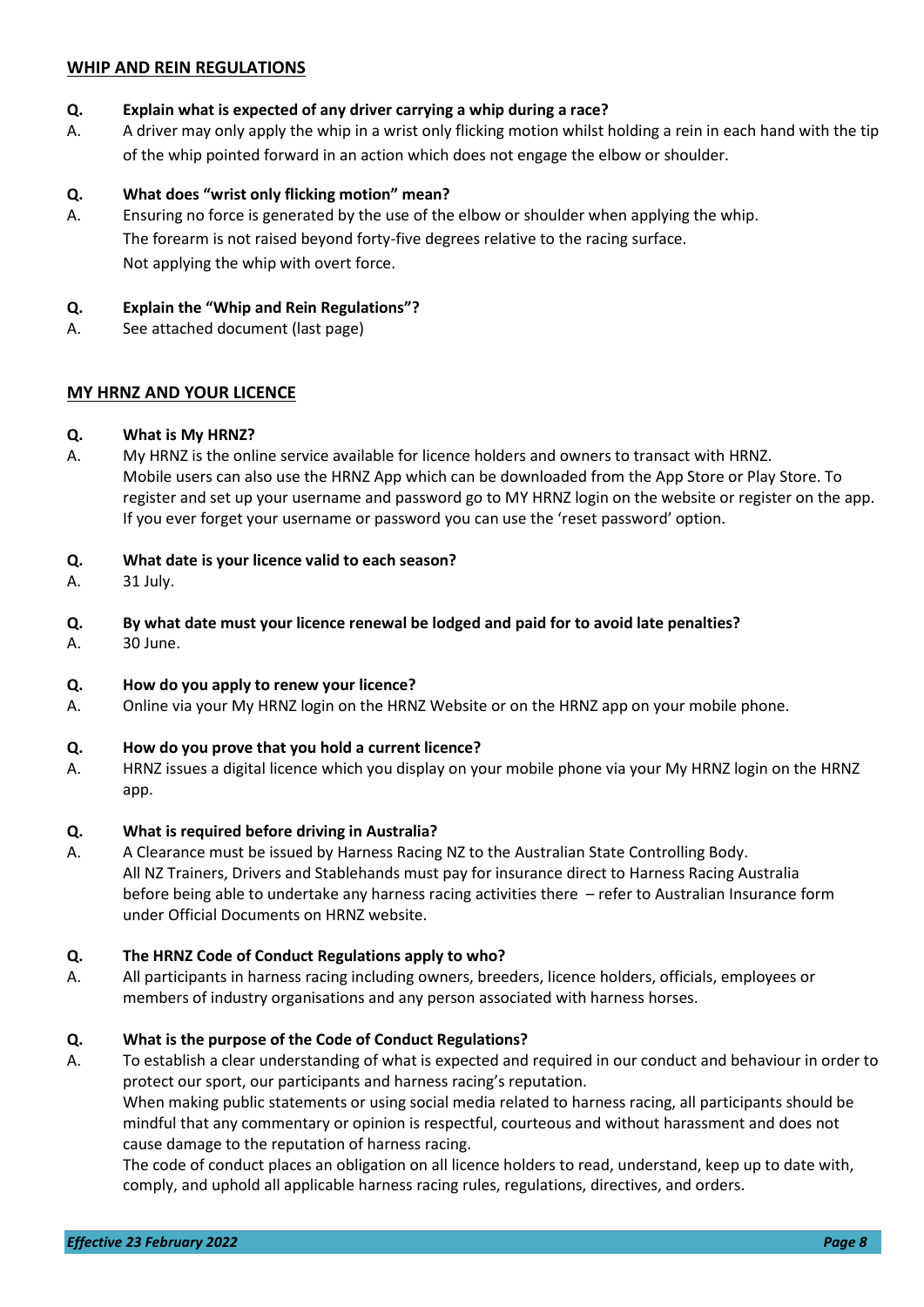## WHIP AND REIN REGULATIONS

**Q. Explain what is expected of any driver carrying a whip during a race?**

A. A driver may only apply the whip in a wrist only flicking motion whilst holding a rein in each hand with the tip of the whip pointed forward in an action which does not engage the elbow or shoulder.

**Q. What does "wrist only flicking motion" mean?**

A. Ensuring no force is generated by the use of the elbow or shoulder when applying the whip.
The forearm is not raised beyond forty-five degrees relative to the racing surface.
Not applying the whip with overt force.

**Q. Explain the "Whip and Rein Regulations"?**

A. See attached document (last page)

## MY HRNZ AND YOUR LICENCE

**Q. What is My HRNZ?**

A. My HRNZ is the online service available for licence holders and owners to transact with HRNZ.
Mobile users can also use the HRNZ App which can be downloaded from the App Store or Play Store. To register and set up your username and password go to MY HRNZ login on the website or register on the app. If you ever forget your username or password you can use the 'reset password' option.

**Q. What date is your licence valid to each season?**

A. 31 July.

**Q. By what date must your licence renewal be lodged and paid for to avoid late penalties?**

A. 30 June.

**Q. How do you apply to renew your licence?**

A. Online via your My HRNZ login on the HRNZ Website or on the HRNZ app on your mobile phone.

**Q. How do you prove that you hold a current licence?**

A. HRNZ issues a digital licence which you display on your mobile phone via your My HRNZ login on the HRNZ app.

**Q. What is required before driving in Australia?**

A. A Clearance must be issued by Harness Racing NZ to the Australian State Controlling Body.
All NZ Trainers, Drivers and Stablehands must pay for insurance direct to Harness Racing Australia before being able to undertake any harness racing activities there – refer to Australian Insurance form under Official Documents on HRNZ website.

**Q. The HRNZ Code of Conduct Regulations apply to who?**

A. All participants in harness racing including owners, breeders, licence holders, officials, employees or members of industry organisations and any person associated with harness horses.

**Q. What is the purpose of the Code of Conduct Regulations?**

A. To establish a clear understanding of what is expected and required in our conduct and behaviour in order to protect our sport, our participants and harness racing's reputation.
When making public statements or using social media related to harness racing, all participants should be mindful that any commentary or opinion is respectful, courteous and without harassment and does not cause damage to the reputation of harness racing.
The code of conduct places an obligation on all licence holders to read, understand, keep up to date with, comply, and uphold all applicable harness racing rules, regulations, directives, and orders.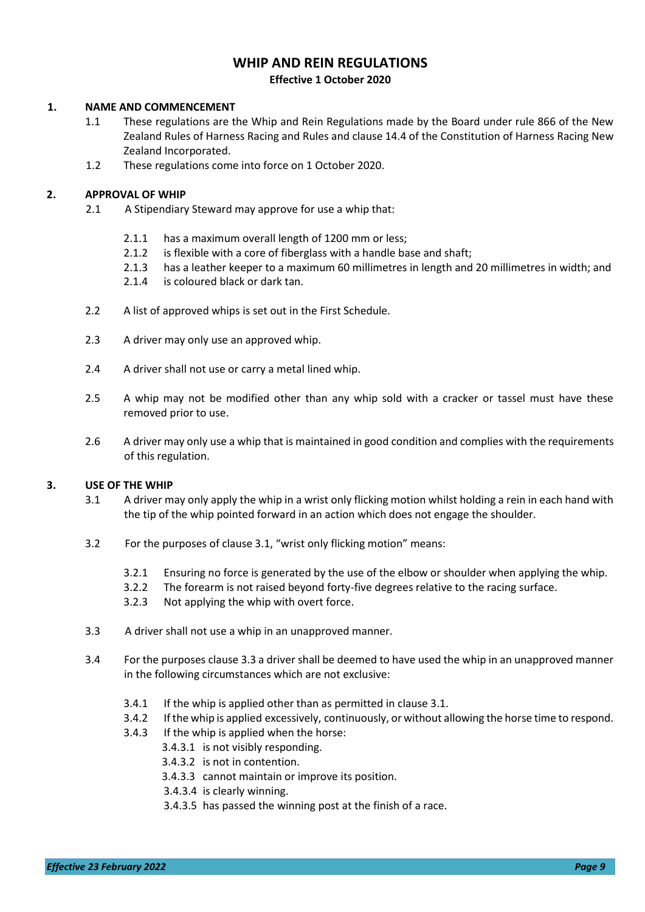# WHIP AND REIN REGULATIONS

**Effective 1 October 2020**

## 1. NAME AND COMMENCEMENT

1.1 These regulations are the Whip and Rein Regulations made by the Board under rule 866 of the New Zealand Rules of Harness Racing and Rules and clause 14.4 of the Constitution of Harness Racing New Zealand Incorporated.

1.2 These regulations come into force on 1 October 2020.

## 2. APPROVAL OF WHIP

2.1 A Stipendiary Steward may approve for use a whip that:

- 2.1.1 has a maximum overall length of 1200 mm or less;
- 2.1.2 is flexible with a core of fiberglass with a handle base and shaft;
- 2.1.3 has a leather keeper to a maximum 60 millimetres in length and 20 millimetres in width; and
- 2.1.4 is coloured black or dark tan.

2.2 A list of approved whips is set out in the First Schedule.

2.3 A driver may only use an approved whip.

2.4 A driver shall not use or carry a metal lined whip.

2.5 A whip may not be modified other than any whip sold with a cracker or tassel must have these removed prior to use.

2.6 A driver may only use a whip that is maintained in good condition and complies with the requirements of this regulation.

## 3. USE OF THE WHIP

3.1 A driver may only apply the whip in a wrist only flicking motion whilst holding a rein in each hand with the tip of the whip pointed forward in an action which does not engage the shoulder.

3.2 For the purposes of clause 3.1, "wrist only flicking motion" means:

- 3.2.1 Ensuring no force is generated by the use of the elbow or shoulder when applying the whip.
- 3.2.2 The forearm is not raised beyond forty-five degrees relative to the racing surface.
- 3.2.3 Not applying the whip with overt force.

3.3 A driver shall not use a whip in an unapproved manner.

3.4 For the purposes clause 3.3 a driver shall be deemed to have used the whip in an unapproved manner in the following circumstances which are not exclusive:

- 3.4.1 If the whip is applied other than as permitted in clause 3.1.
- 3.4.2 If the whip is applied excessively, continuously, or without allowing the horse time to respond.
- 3.4.3 If the whip is applied when the horse:
  - 3.4.3.1 is not visibly responding.
  - 3.4.3.2 is not in contention.
  - 3.4.3.3 cannot maintain or improve its position.
  - 3.4.3.4 is clearly winning.
  - 3.4.3.5 has passed the winning post at the finish of a race.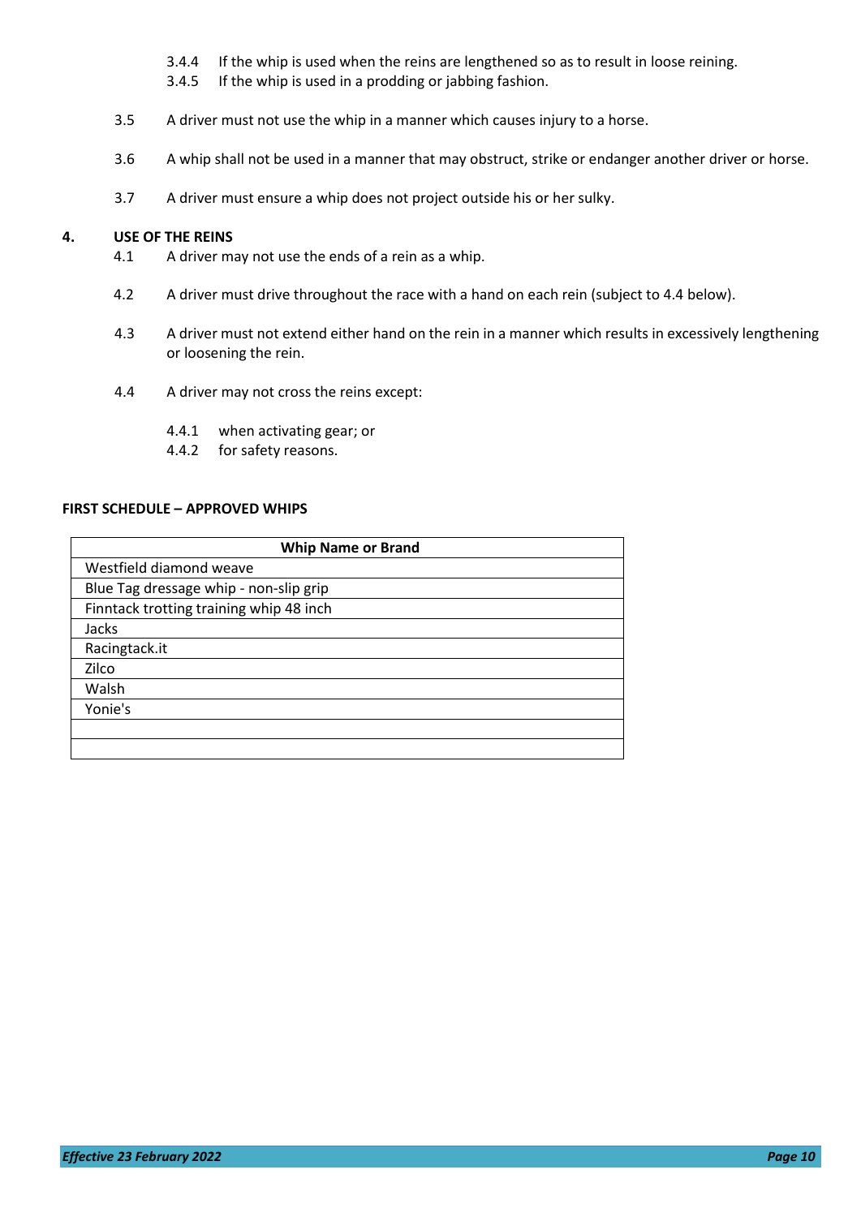3.4.4 If the whip is used when the reins are lengthened so as to result in loose reining.
3.4.5 If the whip is used in a prodding or jabbing fashion.

3.5 A driver must not use the whip in a manner which causes injury to a horse.

3.6 A whip shall not be used in a manner that may obstruct, strike or endanger another driver or horse.

3.7 A driver must ensure a whip does not project outside his or her sulky.

## 4. USE OF THE REINS

4.1 A driver may not use the ends of a rein as a whip.

4.2 A driver must drive throughout the race with a hand on each rein (subject to 4.4 below).

4.3 A driver must not extend either hand on the rein in a manner which results in excessively lengthening or loosening the rein.

4.4 A driver may not cross the reins except:

4.4.1 when activating gear; or
4.4.2 for safety reasons.

## FIRST SCHEDULE – APPROVED WHIPS

| Whip Name or Brand |
|---|
| Westfield diamond weave |
| Blue Tag dressage whip - non-slip grip |
| Finntack trotting training whip 48 inch |
| Jacks |
| Racingtack.it |
| Zilco |
| Walsh |
| Yonie's |
| |
| |